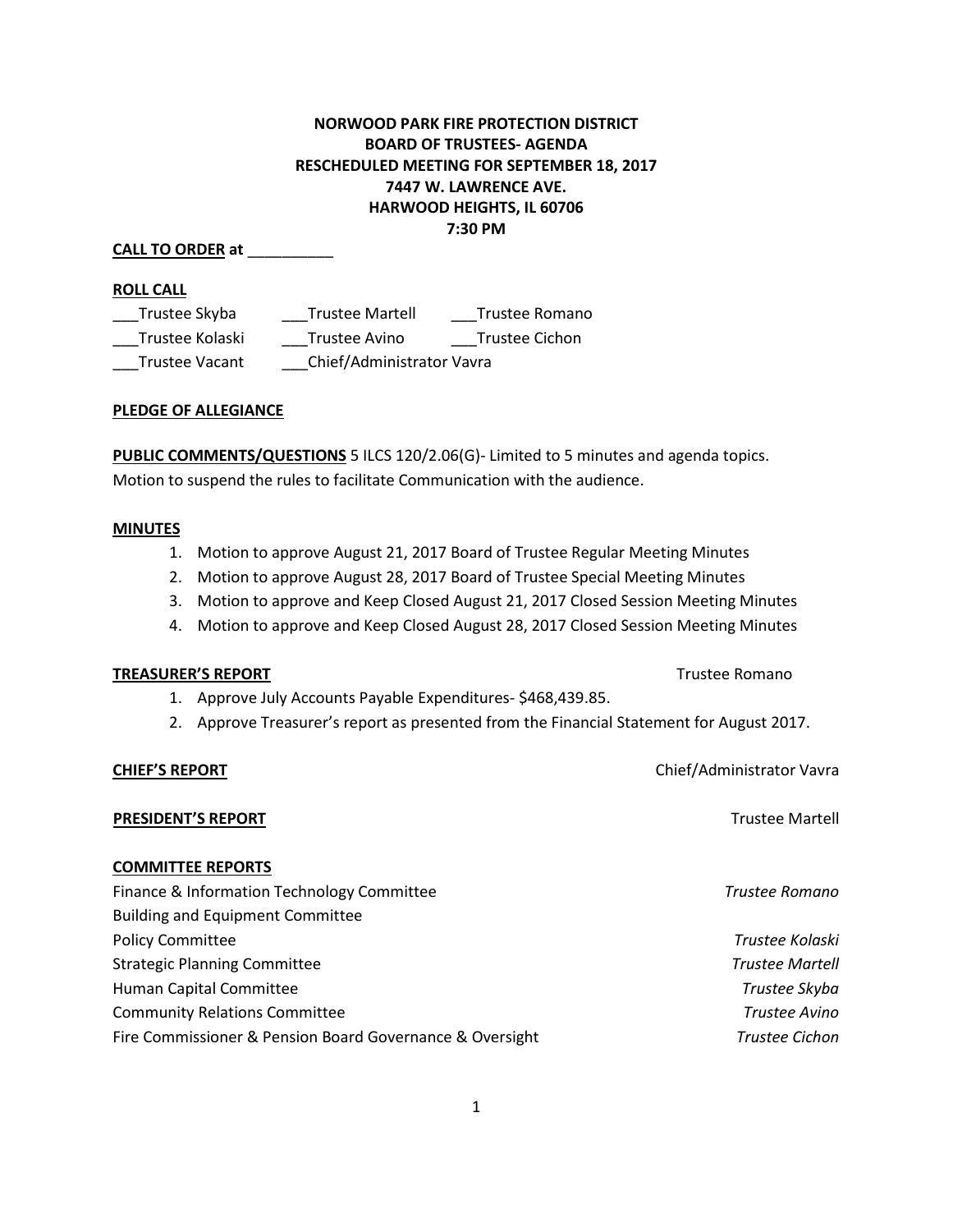**NORWOOD PARK FIRE PROTECTION DISTRICT**
**BOARD OF TRUSTEES- AGENDA**
**RESCHEDULED MEETING FOR SEPTEMBER 18, 2017**
**7447 W. LAWRENCE AVE.**
**HARWOOD HEIGHTS, IL 60706**
**7:30 PM**

**CALL TO ORDER at** __________

**ROLL CALL**

___Trustee Skyba ___Trustee Martell ___Trustee Romano
___Trustee Kolaski ___Trustee Avino ___Trustee Cichon
___Trustee Vacant ___Chief/Administrator Vavra

**PLEDGE OF ALLEGIANCE**

**PUBLIC COMMENTS/QUESTIONS** 5 ILCS 120/2.06(G)- Limited to 5 minutes and agenda topics.
Motion to suspend the rules to facilitate Communication with the audience.

**MINUTES**

1. Motion to approve August 21, 2017 Board of Trustee Regular Meeting Minutes
2. Motion to approve August 28, 2017 Board of Trustee Special Meeting Minutes
3. Motion to approve and Keep Closed August 21, 2017 Closed Session Meeting Minutes
4. Motion to approve and Keep Closed August 28, 2017 Closed Session Meeting Minutes

**TREASURER'S REPORT** — Trustee Romano

1. Approve July Accounts Payable Expenditures- $468,439.85.
2. Approve Treasurer's report as presented from the Financial Statement for August 2017.

**CHIEF'S REPORT** — Chief/Administrator Vavra

**PRESIDENT'S REPORT** — Trustee Martell

**COMMITTEE REPORTS**

Finance & Information Technology Committee — *Trustee Romano*
Building and Equipment Committee
Policy Committee — *Trustee Kolaski*
Strategic Planning Committee — *Trustee Martell*
Human Capital Committee — *Trustee Skyba*
Community Relations Committee — *Trustee Avino*
Fire Commissioner & Pension Board Governance & Oversight — *Trustee Cichon*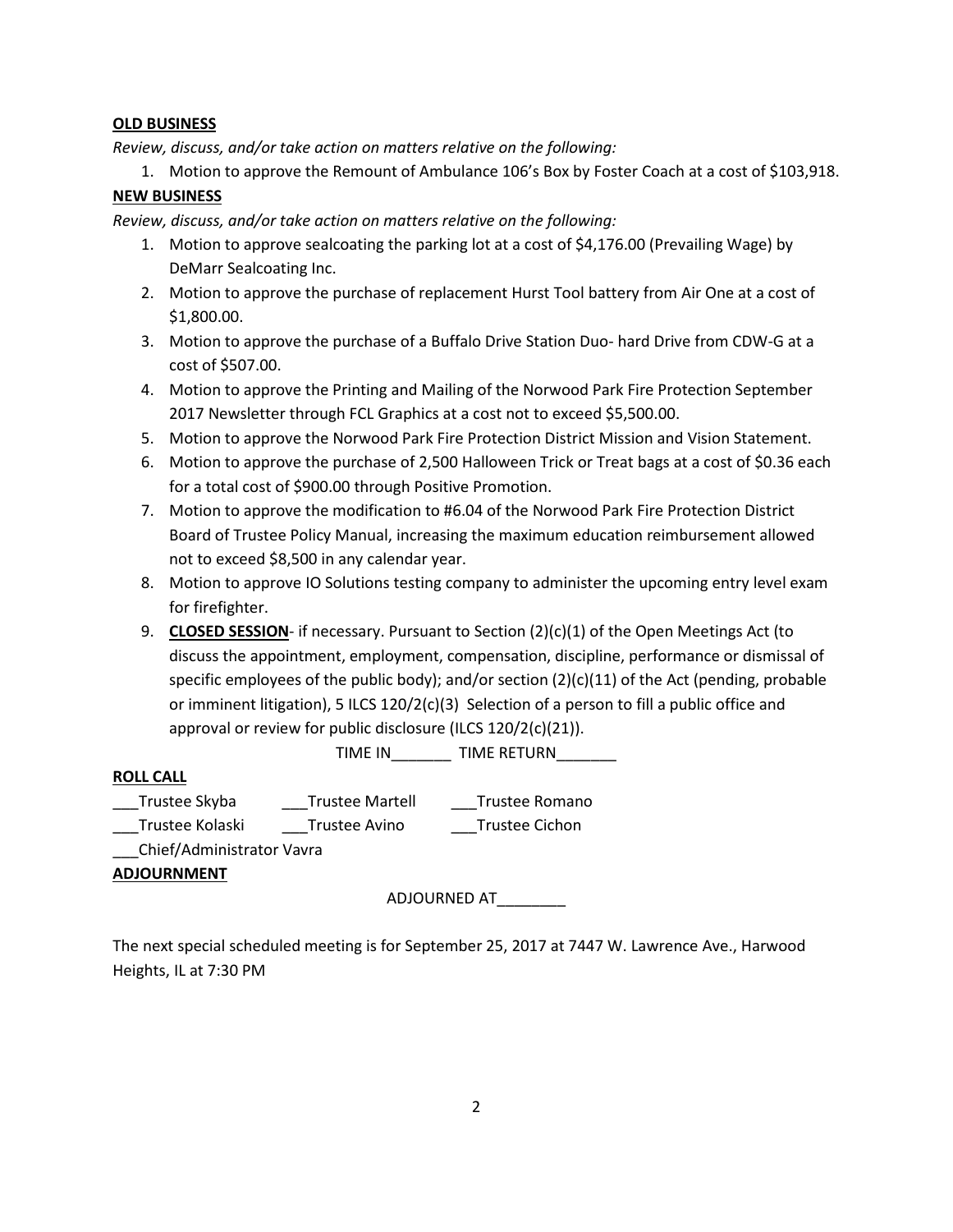**OLD BUSINESS**

*Review, discuss, and/or take action on matters relative on the following:*

1. Motion to approve the Remount of Ambulance 106's Box by Foster Coach at a cost of $103,918.

**NEW BUSINESS**

*Review, discuss, and/or take action on matters relative on the following:*

1. Motion to approve sealcoating the parking lot at a cost of $4,176.00 (Prevailing Wage) by DeMarr Sealcoating Inc.
2. Motion to approve the purchase of replacement Hurst Tool battery from Air One at a cost of $1,800.00.
3. Motion to approve the purchase of a Buffalo Drive Station Duo- hard Drive from CDW-G at a cost of $507.00.
4. Motion to approve the Printing and Mailing of the Norwood Park Fire Protection September 2017 Newsletter through FCL Graphics at a cost not to exceed $5,500.00.
5. Motion to approve the Norwood Park Fire Protection District Mission and Vision Statement.
6. Motion to approve the purchase of 2,500 Halloween Trick or Treat bags at a cost of $0.36 each for a total cost of $900.00 through Positive Promotion.
7. Motion to approve the modification to #6.04 of the Norwood Park Fire Protection District Board of Trustee Policy Manual, increasing the maximum education reimbursement allowed not to exceed $8,500 in any calendar year.
8. Motion to approve IO Solutions testing company to administer the upcoming entry level exam for firefighter.
9. **CLOSED SESSION**- if necessary. Pursuant to Section (2)(c)(1) of the Open Meetings Act (to discuss the appointment, employment, compensation, discipline, performance or dismissal of specific employees of the public body); and/or section (2)(c)(11) of the Act (pending, probable or imminent litigation), 5 ILCS 120/2(c)(3) Selection of a person to fill a public office and approval or review for public disclosure (ILCS 120/2(c)(21)).

TIME IN_______ TIME RETURN_______

**ROLL CALL**

___Trustee Skyba ___Trustee Martell ___Trustee Romano

___Trustee Kolaski ___Trustee Avino ___Trustee Cichon

___Chief/Administrator Vavra

**ADJOURNMENT**

ADJOURNED AT________

The next special scheduled meeting is for September 25, 2017 at 7447 W. Lawrence Ave., Harwood Heights, IL at 7:30 PM